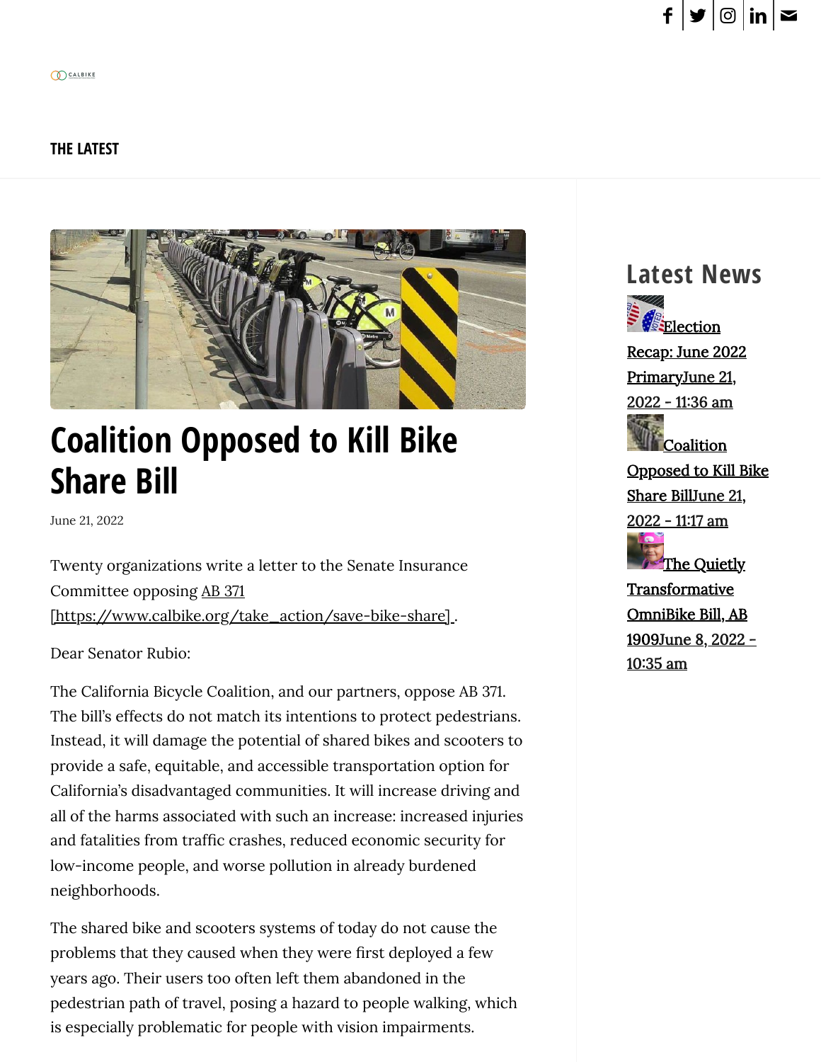CALBIKE

THE LATEST

# Coalition Opposed to Kill Bike Share Bill

June 21, 2022

Twenty organizations write a letter to the Senate Insurance Committee opposing AB 371 [https://www.calbike.org/take_action/save-bike-share] .

Dear Senator Rubio:

The California Bicycle Coalition, and our partners, oppose AB 371. The bill's effects do not match its intentions to protect pedestrians. Instead, it will damage the potential of shared bikes and scooters to provide a safe, equitable, and accessible transportation option for California's disadvantaged communities. It will increase driving and all of the harms associated with such an increase: increased injuries and fatalities from traffic crashes, reduced economic security for low-income people, and worse pollution in already burdened neighborhoods.

The shared bike and scooters systems of today do not cause the problems that they caused when they were first deployed a few years ago. Their users too often left them abandoned in the pedestrian path of travel, posing a hazard to people walking, which is especially problematic for people with vision impairments.

## Latest News

Election Recap: June 2022 Primary June 21, 2022 - 11:36 am

Coalition Opposed to Kill Bike Share Bill June 21, 2022 - 11:17 am

The Quietly Transformative OmniBike Bill, AB 1909 June 8, 2022 - 10:35 am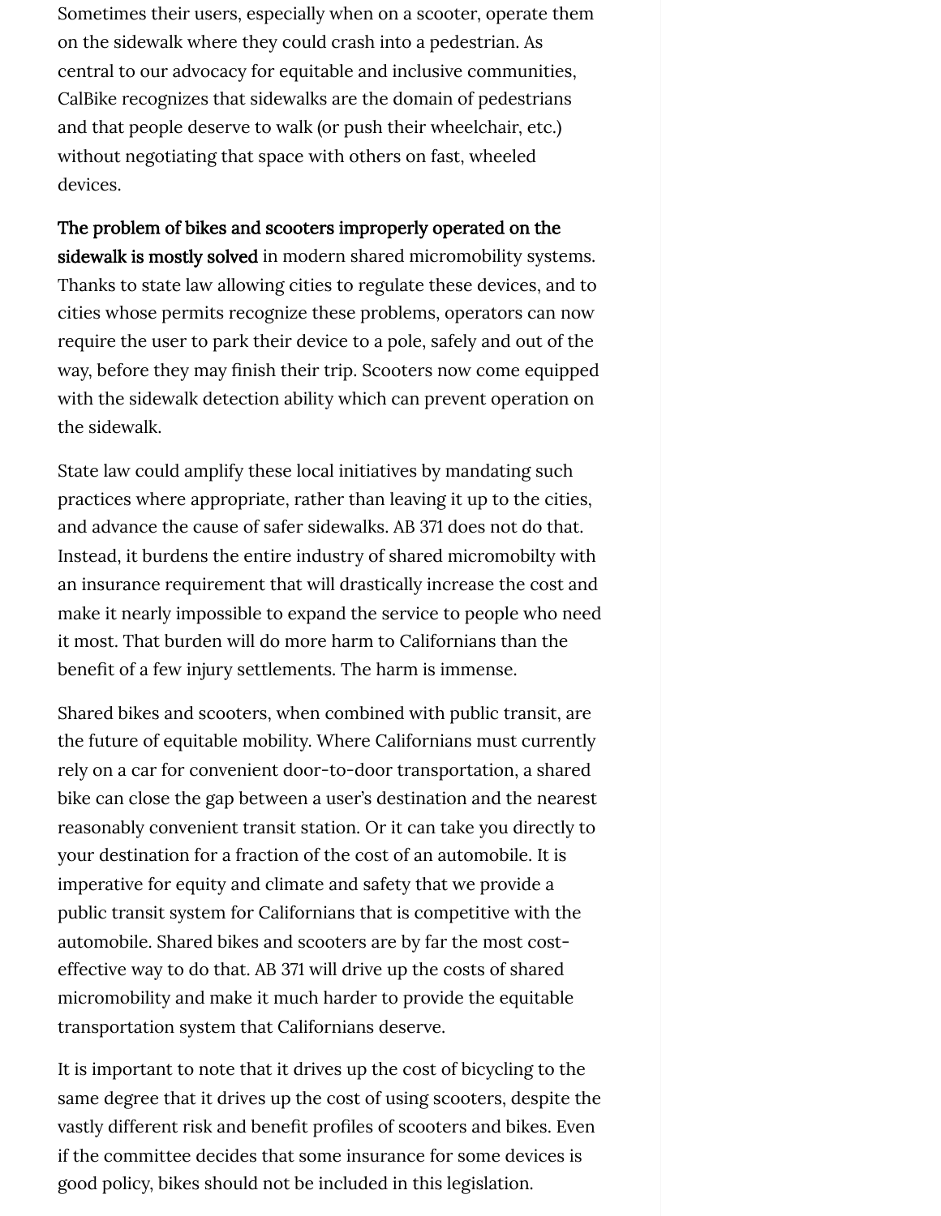Sometimes their users, especially when on a scooter, operate them on the sidewalk where they could crash into a pedestrian. As central to our advocacy for equitable and inclusive communities, CalBike recognizes that sidewalks are the domain of pedestrians and that people deserve to walk (or push their wheelchair, etc.) without negotiating that space with others on fast, wheeled devices.

**The problem of bikes and scooters improperly operated on the sidewalk is mostly solved** in modern shared micromobility systems. Thanks to state law allowing cities to regulate these devices, and to cities whose permits recognize these problems, operators can now require the user to park their device to a pole, safely and out of the way, before they may finish their trip. Scooters now come equipped with the sidewalk detection ability which can prevent operation on the sidewalk.

State law could amplify these local initiatives by mandating such practices where appropriate, rather than leaving it up to the cities, and advance the cause of safer sidewalks. AB 371 does not do that. Instead, it burdens the entire industry of shared micromobilty with an insurance requirement that will drastically increase the cost and make it nearly impossible to expand the service to people who need it most. That burden will do more harm to Californians than the benefit of a few injury settlements. The harm is immense.

Shared bikes and scooters, when combined with public transit, are the future of equitable mobility. Where Californians must currently rely on a car for convenient door-to-door transportation, a shared bike can close the gap between a user's destination and the nearest reasonably convenient transit station. Or it can take you directly to your destination for a fraction of the cost of an automobile. It is imperative for equity and climate and safety that we provide a public transit system for Californians that is competitive with the automobile. Shared bikes and scooters are by far the most cost-effective way to do that. AB 371 will drive up the costs of shared micromobility and make it much harder to provide the equitable transportation system that Californians deserve.

It is important to note that it drives up the cost of bicycling to the same degree that it drives up the cost of using scooters, despite the vastly different risk and benefit profiles of scooters and bikes. Even if the committee decides that some insurance for some devices is good policy, bikes should not be included in this legislation.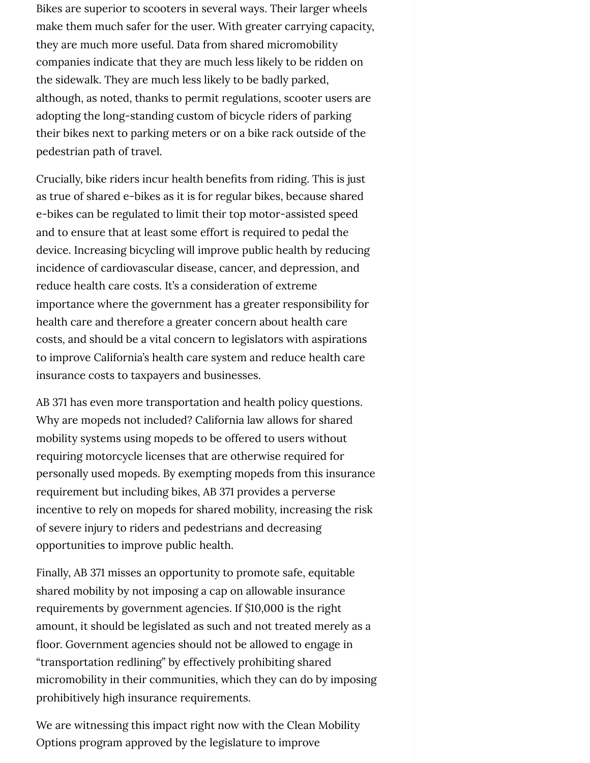Bikes are superior to scooters in several ways. Their larger wheels make them much safer for the user. With greater carrying capacity, they are much more useful. Data from shared micromobility companies indicate that they are much less likely to be ridden on the sidewalk. They are much less likely to be badly parked, although, as noted, thanks to permit regulations, scooter users are adopting the long-standing custom of bicycle riders of parking their bikes next to parking meters or on a bike rack outside of the pedestrian path of travel.

Crucially, bike riders incur health benefits from riding. This is just as true of shared e-bikes as it is for regular bikes, because shared e-bikes can be regulated to limit their top motor-assisted speed and to ensure that at least some effort is required to pedal the device. Increasing bicycling will improve public health by reducing incidence of cardiovascular disease, cancer, and depression, and reduce health care costs. It's a consideration of extreme importance where the government has a greater responsibility for health care and therefore a greater concern about health care costs, and should be a vital concern to legislators with aspirations to improve California's health care system and reduce health care insurance costs to taxpayers and businesses.

AB 371 has even more transportation and health policy questions. Why are mopeds not included? California law allows for shared mobility systems using mopeds to be offered to users without requiring motorcycle licenses that are otherwise required for personally used mopeds. By exempting mopeds from this insurance requirement but including bikes, AB 371 provides a perverse incentive to rely on mopeds for shared mobility, increasing the risk of severe injury to riders and pedestrians and decreasing opportunities to improve public health.

Finally, AB 371 misses an opportunity to promote safe, equitable shared mobility by not imposing a cap on allowable insurance requirements by government agencies. If $10,000 is the right amount, it should be legislated as such and not treated merely as a floor. Government agencies should not be allowed to engage in "transportation redlining" by effectively prohibiting shared micromobility in their communities, which they can do by imposing prohibitively high insurance requirements.

We are witnessing this impact right now with the Clean Mobility Options program approved by the legislature to improve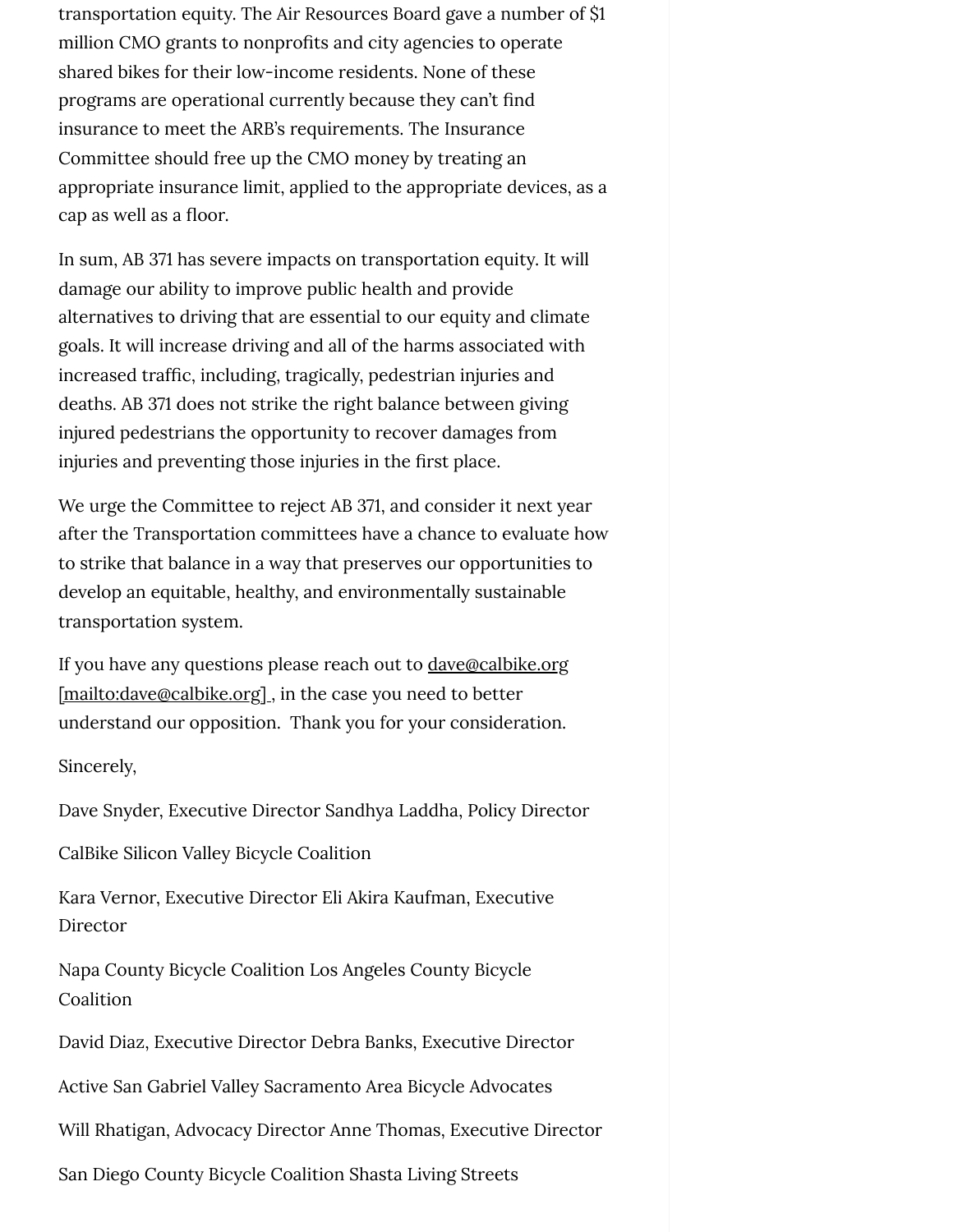transportation equity. The Air Resources Board gave a number of $1 million CMO grants to nonprofits and city agencies to operate shared bikes for their low-income residents. None of these programs are operational currently because they can't find insurance to meet the ARB's requirements. The Insurance Committee should free up the CMO money by treating an appropriate insurance limit, applied to the appropriate devices, as a cap as well as a floor.

In sum, AB 371 has severe impacts on transportation equity. It will damage our ability to improve public health and provide alternatives to driving that are essential to our equity and climate goals. It will increase driving and all of the harms associated with increased traffic, including, tragically, pedestrian injuries and deaths. AB 371 does not strike the right balance between giving injured pedestrians the opportunity to recover damages from injuries and preventing those injuries in the first place.

We urge the Committee to reject AB 371, and consider it next year after the Transportation committees have a chance to evaluate how to strike that balance in a way that preserves our opportunities to develop an equitable, healthy, and environmentally sustainable transportation system.

If you have any questions please reach out to dave@calbike.org [mailto:dave@calbike.org] , in the case you need to better understand our opposition.  Thank you for your consideration.

Sincerely,

Dave Snyder, Executive Director Sandhya Laddha, Policy Director

CalBike Silicon Valley Bicycle Coalition

Kara Vernor, Executive Director Eli Akira Kaufman, Executive Director

Napa County Bicycle Coalition Los Angeles County Bicycle Coalition

David Diaz, Executive Director Debra Banks, Executive Director

Active San Gabriel Valley Sacramento Area Bicycle Advocates

Will Rhatigan, Advocacy Director Anne Thomas, Executive Director

San Diego County Bicycle Coalition Shasta Living Streets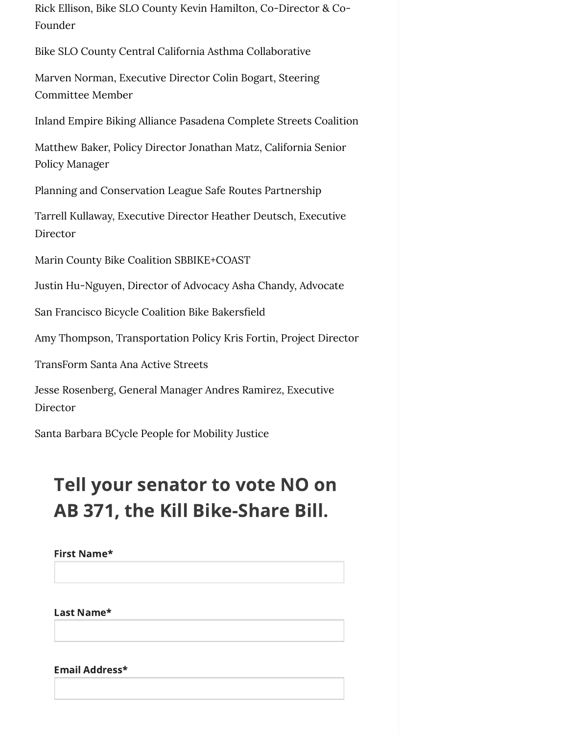Rick Ellison, Bike SLO County Kevin Hamilton, Co-Director & Co-Founder

Bike SLO County Central California Asthma Collaborative

Marven Norman, Executive Director Colin Bogart, Steering Committee Member

Inland Empire Biking Alliance Pasadena Complete Streets Coalition

Matthew Baker, Policy Director Jonathan Matz, California Senior Policy Manager

Planning and Conservation League Safe Routes Partnership

Tarrell Kullaway, Executive Director Heather Deutsch, Executive Director

Marin County Bike Coalition SBBIKE+COAST

Justin Hu-Nguyen, Director of Advocacy Asha Chandy, Advocate

San Francisco Bicycle Coalition Bike Bakersfield

Amy Thompson, Transportation Policy Kris Fortin, Project Director

TransForm Santa Ana Active Streets

Jesse Rosenberg, General Manager Andres Ramirez, Executive Director

Santa Barbara BCycle People for Mobility Justice

## Tell your senator to vote NO on AB 371, the Kill Bike-Share Bill.

**First Name***

**Last Name***

**Email Address***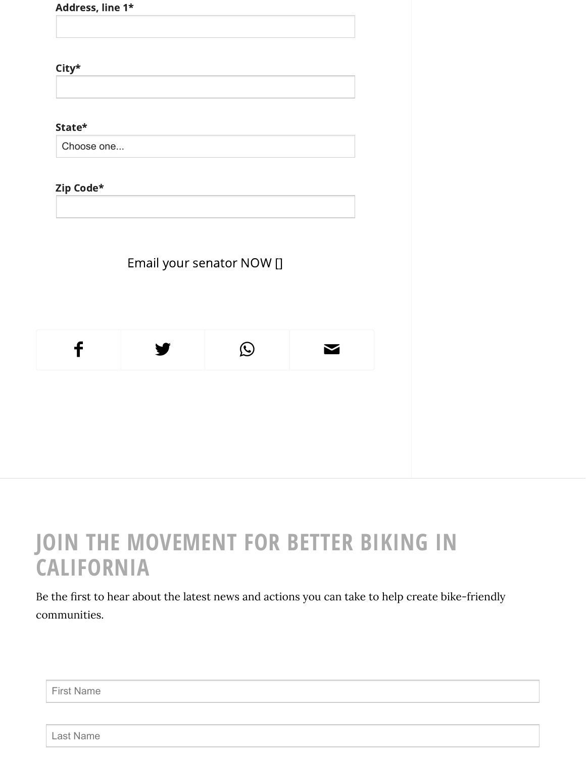**Address, line 1***

**City***

**State***

Choose one...

**Zip Code***

Email your senator NOW []

## JOIN THE MOVEMENT FOR BETTER BIKING IN CALIFORNIA

Be the first to hear about the latest news and actions you can take to help create bike-friendly communities.

First Name

Last Name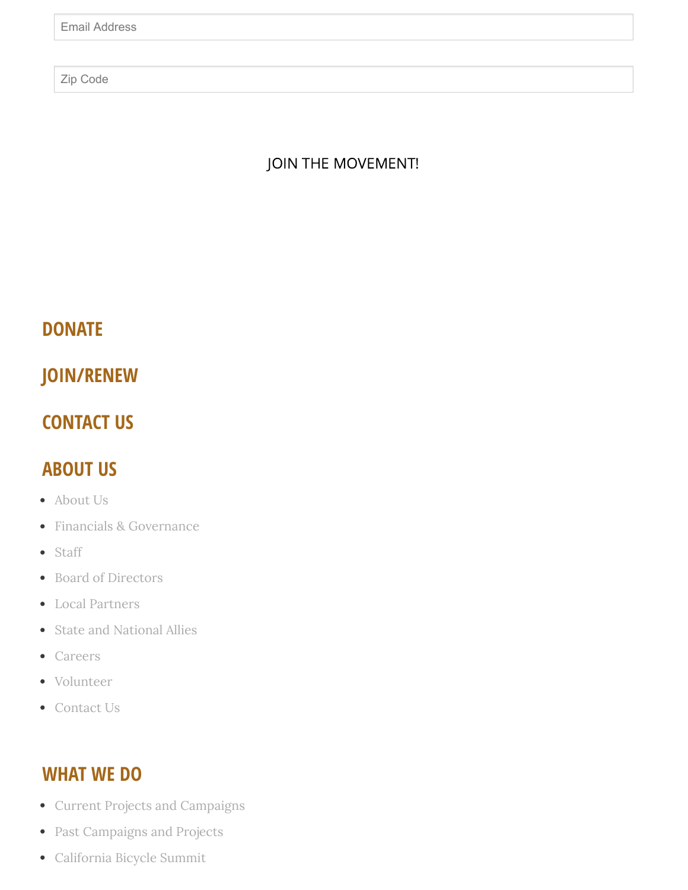Email Address

Zip Code

JOIN THE MOVEMENT!

## DONATE

## JOIN/RENEW

## CONTACT US

## ABOUT US

- About Us
- Financials & Governance
- Staff
- Board of Directors
- Local Partners
- State and National Allies
- Careers
- Volunteer
- Contact Us

## WHAT WE DO

- Current Projects and Campaigns
- Past Campaigns and Projects
- California Bicycle Summit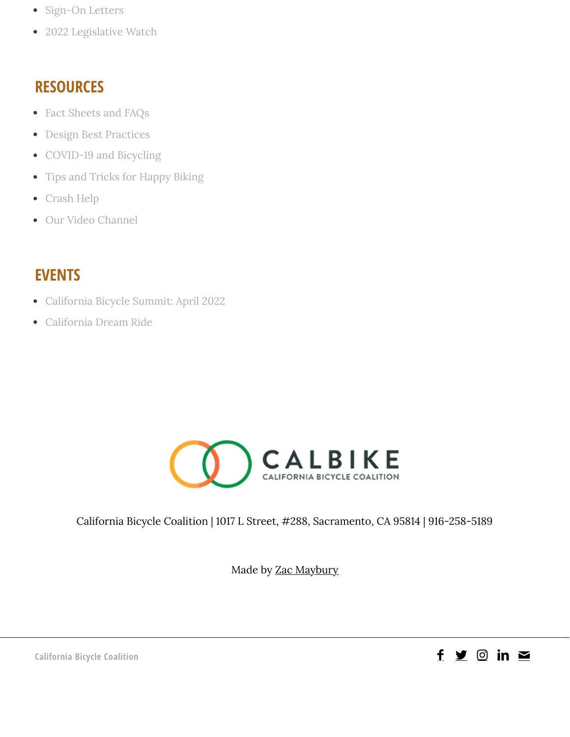- Sign-On Letters
- 2022 Legislative Watch

## RESOURCES

- Fact Sheets and FAQs
- Design Best Practices
- COVID-19 and Bicycling
- Tips and Tricks for Happy Biking
- Crash Help
- Our Video Channel

## EVENTS

- California Bicycle Summit: April 2022
- California Dream Ride

CALBIKE
CALIFORNIA BICYCLE COALITION

California Bicycle Coalition | 1017 L Street, #288, Sacramento, CA 95814 | 916-258-5189

Made by Zac Maybury

California Bicycle Coalition